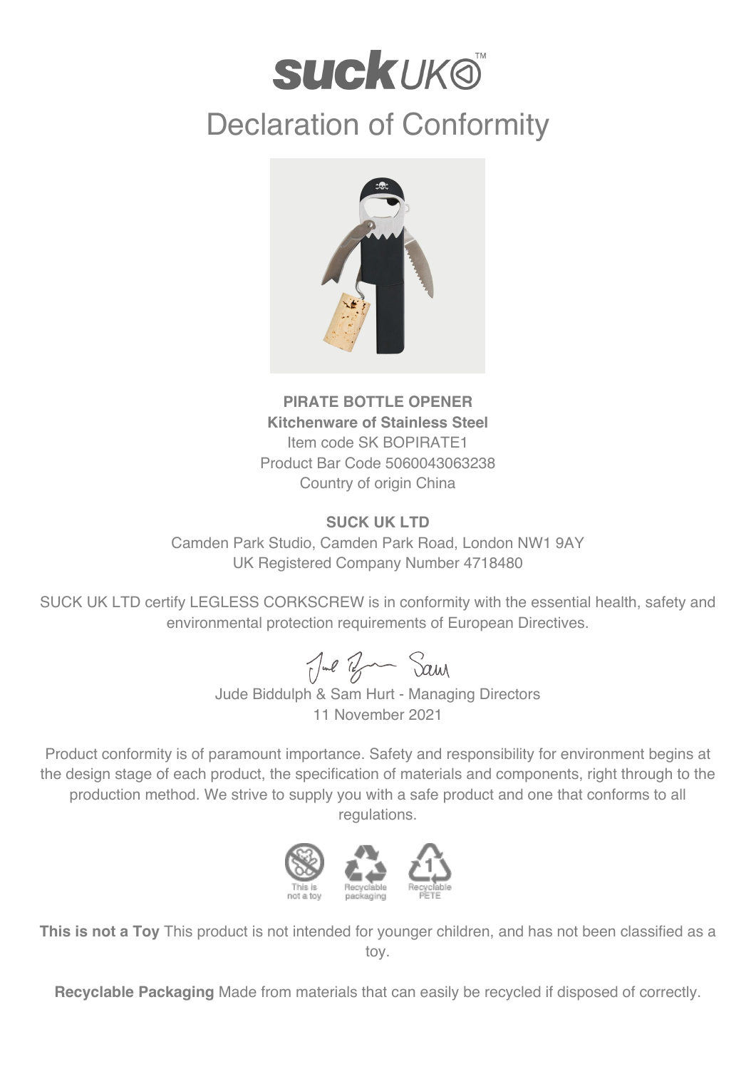# suck UK™

## Declaration of Conformity

**PIRATE BOTTLE OPENER**
**Kitchenware of Stainless Steel**
Item code SK BOPIRATE1
Product Bar Code 5060043063238
Country of origin China

**SUCK UK LTD**
Camden Park Studio, Camden Park Road, London NW1 9AY
UK Registered Company Number 4718480

SUCK UK LTD certify LEGLESS CORKSCREW is in conformity with the essential health, safety and environmental protection requirements of European Directives.

Jude Biddulph & Sam Hurt - Managing Directors
11 November 2021

Product conformity is of paramount importance. Safety and responsibility for environment begins at the design stage of each product, the specification of materials and components, right through to the production method. We strive to supply you with a safe product and one that conforms to all regulations.

This is not a toy | Recyclable packaging | Recyclable PETE

**This is not a Toy** This product is not intended for younger children, and has not been classified as a toy.

**Recyclable Packaging** Made from materials that can easily be recycled if disposed of correctly.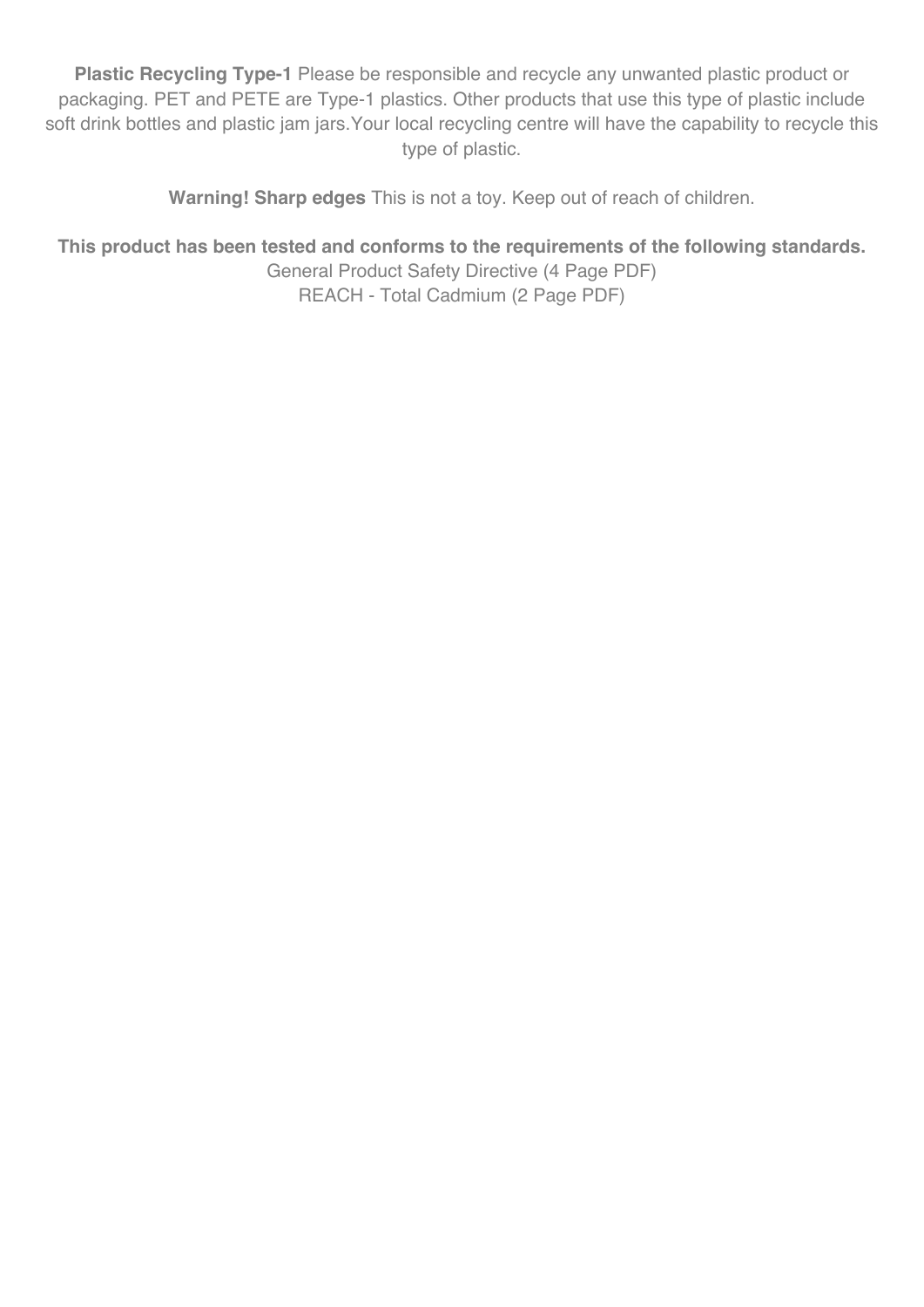**Plastic Recycling Type-1** Please be responsible and recycle any unwanted plastic product or packaging. PET and PETE are Type-1 plastics. Other products that use this type of plastic include soft drink bottles and plastic jam jars.Your local recycling centre will have the capability to recycle this type of plastic.

**Warning! Sharp edges** This is not a toy. Keep out of reach of children.

**This product has been tested and conforms to the requirements of the following standards.**

General Product Safety Directive (4 Page PDF)

REACH - Total Cadmium (2 Page PDF)